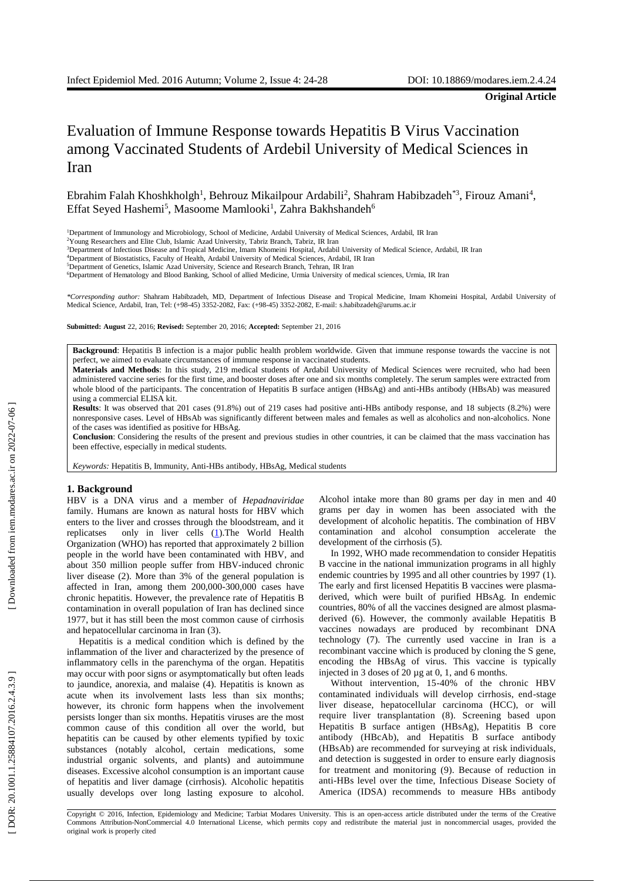**Original Article**

# Evaluation of Immune Response towards Hepatitis B Virus Vaccination among Vaccinated Students of Ardebil University of Medical Sciences in Iran

Ebrahim Falah Khoshkholgh[1], Behrouz Mikailpour Ardabili[2], Shahram Habibzadeh[*3], Firouz Amani[4], Effat Seyed Hashemi[5], Masoome Mamlooki[1], Zahra Bakhshandeh[6]

[1]Department of Immunology and Microbiology, School of Medicine, Ardabil University of Medical Sciences, Ardabil, IR Iran
[2]Young Researchers and Elite Club, Islamic Azad University, Tabriz Branch, Tabriz, IR Iran
[3]Department of Infectious Disease and Tropical Medicine, Imam Khomeini Hospital, Ardabil University of Medical Science, Ardabil, IR Iran
[4]Department of Biostatistics, Faculty of Health, Ardabil University of Medical Sciences, Ardabil, IR Iran
[5]Department of Genetics, Islamic Azad University, Science and Research Branch, Tehran, IR Iran
[6]Department of Hematology and Blood Banking, School of allied Medicine, Urmia University of medical sciences, Urmia, IR Iran

*\*Corresponding author:* Shahram Habibzadeh, MD, Department of Infectious Disease and Tropical Medicine, Imam Khomeini Hospital, Ardabil University of Medical Science, Ardabil, Iran, Tel: (+98-45) 3352-2082, Fax: (+98-45) 3352-2082, E-mail: s.habibzadeh@arums.ac.ir

**Submitted: August** 22, 2016; **Revised:** September 20, 2016; **Accepted:** September 21, 2016

**Background**: Hepatitis B infection is a major public health problem worldwide. Given that immune response towards the vaccine is not perfect, we aimed to evaluate circumstances of immune response in vaccinated students.

**Materials and Methods**: In this study, 219 medical students of Ardabil University of Medical Sciences were recruited, who had been administered vaccine series for the first time, and booster doses after one and six months completely. The serum samples were extracted from whole blood of the participants. The concentration of Hepatitis B surface antigen (HBsAg) and anti-HBs antibody (HBsAb) was measured using a commercial ELISA kit.

**Results**: It was observed that 201 cases (91.8%) out of 219 cases had positive anti-HBs antibody response, and 18 subjects (8.2%) were nonresponsive cases. Level of HBsAb was significantly different between males and females as well as alcoholics and non-alcoholics. None of the cases was identified as positive for HBsAg.

**Conclusion**: Considering the results of the present and previous studies in other countries, it can be claimed that the mass vaccination has been effective, especially in medical students.

*Keywords:* Hepatitis B, Immunity, Anti-HBs antibody, HBsAg, Medical students

## 1. Background

HBV is a DNA virus and a member of *Hepadnaviridae* family. Humans are known as natural hosts for HBV which enters to the liver and crosses through the bloodstream, and it replicatses only in liver cells (1).The World Health Organization (WHO) has reported that approximately 2 billion people in the world have been contaminated with HBV, and about 350 million people suffer from HBV-induced chronic liver disease (2). More than 3% of the general population is affected in Iran, among them 200,000-300,000 cases have chronic hepatitis. However, the prevalence rate of Hepatitis B contamination in overall population of Iran has declined since 1977, but it has still been the most common cause of cirrhosis and hepatocellular carcinoma in Iran (3).

Hepatitis is a medical condition which is defined by the inflammation of the liver and characterized by the presence of inflammatory cells in the parenchyma of the organ. Hepatitis may occur with poor signs or asymptomatically but often leads to jaundice, anorexia, and malaise (4). Hepatitis is known as acute when its involvement lasts less than six months; however, its chronic form happens when the involvement persists longer than six months. Hepatitis viruses are the most common cause of this condition all over the world, but hepatitis can be caused by other elements typified by toxic substances (notably alcohol, certain medications, some industrial organic solvents, and plants) and autoimmune diseases. Excessive alcohol consumption is an important cause of hepatitis and liver damage (cirrhosis). Alcoholic hepatitis usually develops over long lasting exposure to alcohol. Alcohol intake more than 80 grams per day in men and 40 grams per day in women has been associated with the development of alcoholic hepatitis. The combination of HBV contamination and alcohol consumption accelerate the development of the cirrhosis (5).

In 1992, WHO made recommendation to consider Hepatitis B vaccine in the national immunization programs in all highly endemic countries by 1995 and all other countries by 1997 (1). The early and first licensed Hepatitis B vaccines were plasma-derived, which were built of purified HBsAg. In endemic countries, 80% of all the vaccines designed are almost plasma-derived (6). However, the commonly available Hepatitis B vaccines nowadays are produced by recombinant DNA technology (7). The currently used vaccine in Iran is a recombinant vaccine which is produced by cloning the S gene, encoding the HBsAg of virus. This vaccine is typically injected in 3 doses of 20 µg at 0, 1, and 6 months.

Without intervention, 15-40% of the chronic HBV contaminated individuals will develop cirrhosis, end-stage liver disease, hepatocellular carcinoma (HCC), or will require liver transplantation (8). Screening based upon Hepatitis B surface antigen (HBsAg), Hepatitis B core antibody (HBcAb), and Hepatitis B surface antibody (HBsAb) are recommended for surveying at risk individuals, and detection is suggested in order to ensure early diagnosis for treatment and monitoring (9). Because of reduction in anti-HBs level over the time, Infectious Disease Society of America (IDSA) recommends to measure HBs antibody

Copyright © 2016, Infection, Epidemiology and Medicine; Tarbiat Modares University. This is an open-access article distributed under the terms of the Creative Commons Attribution-NonCommercial 4.0 International License, which permits copy and redistribute the material just in noncommercial usages, provided the original work is properly cited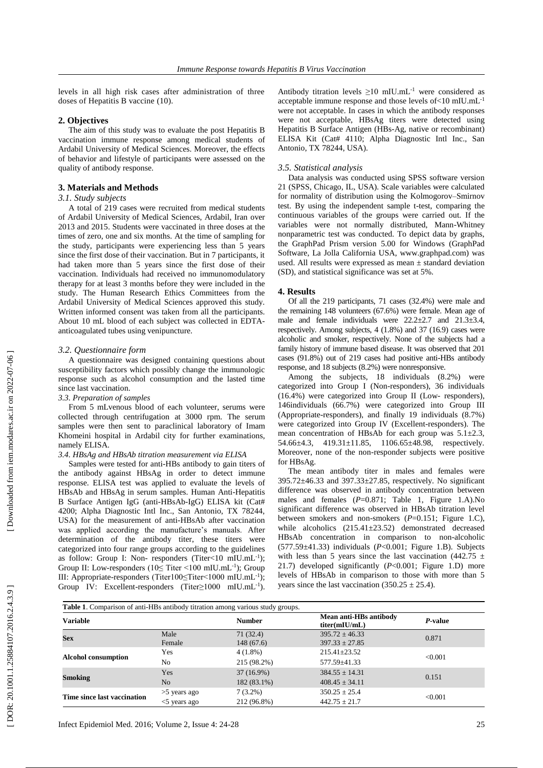levels in all high risk cases after administration of three doses of Hepatitis B vaccine (10).

## 2. Objectives

The aim of this study was to evaluate the post Hepatitis B vaccination immune response among medical students of Ardabil University of Medical Sciences. Moreover, the effects of behavior and lifestyle of participants were assessed on the quality of antibody response.

## 3. Materials and Methods

### *3.1. Study subjects*

A total of 219 cases were recruited from medical students of Ardabil University of Medical Sciences, Ardabil, Iran over 2013 and 2015. Students were vaccinated in three doses at the times of zero, one and six months. At the time of sampling for the study, participants were experiencing less than 5 years since the first dose of their vaccination. But in 7 participants, it had taken more than 5 years since the first dose of their vaccination. Individuals had received no immunomodulatory therapy for at least 3 months before they were included in the study. The Human Research Ethics Committees from the Ardabil University of Medical Sciences approved this study. Written informed consent was taken from all the participants. About 10 mL blood of each subject was collected in EDTA-anticoagulated tubes using venipuncture.

### *3.2. Questionnaire form*

A questionnaire was designed containing questions about susceptibility factors which possibly change the immunologic response such as alcohol consumption and the lasted time since last vaccination.

### *3.3. Preparation of samples*

From 5 mLvenous blood of each volunteer, serums were collected through centrifugation at 3000 rpm. The serum samples were then sent to paraclinical laboratory of Imam Khomeini hospital in Ardabil city for further examinations, namely ELISA.

### *3.4. HBsAg and HBsAb titration measurement via ELISA*

Samples were tested for anti-HBs antibody to gain titers of the antibody against HBsAg in order to detect immune response. ELISA test was applied to evaluate the levels of HBsAb and HBsAg in serum samples. Human Anti-Hepatitis B Surface Antigen IgG (anti-HBsAb-IgG) ELISA kit (Cat# 4200; Alpha Diagnostic Intl Inc., San Antonio, TX 78244, USA) for the measurement of anti-HBsAb after vaccination was applied according the manufacture's manuals. After determination of the antibody titer, these titers were categorized into four range groups according to the guidelines as follow: Group I: Non- responders (Titer<10 mIU.mL$^{-1}$); Group II: Low-responders (10≤ Titer <100 mIU.mL$^{-1}$); Group III: Appropriate-responders (Titer100≤Titer<1000 mIU.mL$^{-1}$); Group IV: Excellent-responders (Titer≥1000 mIU.mL$^{-1}$). Antibody titration levels ≥10 mIU.mL$^{-1}$ were considered as acceptable immune response and those levels of<10 mIU.mL$^{-1}$ were not acceptable. In cases in which the antibody responses were not acceptable, HBsAg titers were detected using Hepatitis B Surface Antigen (HBs-Ag, native or recombinant) ELISA Kit (Cat# 4110; Alpha Diagnostic Intl Inc., San Antonio, TX 78244, USA).

### *3.5. Statistical analysis*

Data analysis was conducted using SPSS software version 21 (SPSS, Chicago, IL, USA). Scale variables were calculated for normality of distribution using the Kolmogorov–Smirnov test. By using the independent sample t-test, comparing the continuous variables of the groups were carried out. If the variables were not normally distributed, Mann-Whitney nonparametric test was conducted. To depict data by graphs, the GraphPad Prism version 5.00 for Windows (GraphPad Software, La Jolla California USA, www.graphpad.com) was used. All results were expressed as mean ± standard deviation (SD), and statistical significance was set at 5%.

## 4. Results

Of all the 219 participants, 71 cases (32.4%) were male and the remaining 148 volunteers (67.6%) were female. Mean age of male and female individuals were 22.2±2.7 and 21.3±3.4, respectively. Among subjects, 4 (1.8%) and 37 (16.9) cases were alcoholic and smoker, respectively. None of the subjects had a family history of immune based disease. It was observed that 201 cases (91.8%) out of 219 cases had positive anti-HBs antibody response, and 18 subjects (8.2%) were nonresponsive.

Among the subjects, 18 individuals (8.2%) were categorized into Group I (Non-responders), 36 individuals (16.4%) were categorized into Group II (Low- responders), 146individuals (66.7%) were categorized into Group III (Appropriate-responders), and finally 19 individuals (8.7%) were categorized into Group IV (Excellent-responders). The mean concentration of HBsAb for each group was 5.1±2.3, 54.66±4.3, 419.31±11.85, 1106.65±48.98, respectively. Moreover, none of the non-responder subjects were positive for HBsAg.

The mean antibody titer in males and females were 395.72±46.33 and 397.33±27.85, respectively. No significant difference was observed in antibody concentration between males and females (*P*=0.871; Table 1, Figure 1.A).No significant difference was observed in HBsAb titration level between smokers and non-smokers (*P*=0.151; Figure 1.C), while alcoholics (215.41±23.52) demonstrated decreased HBsAb concentration in comparison to non-alcoholic (577.59±41.33) individuals (*P*<0.001; Figure 1.B). Subjects with less than 5 years since the last vaccination (442.75 ± 21.7) developed significantly (*P*<0.001; Figure 1.D) more levels of HBsAb in comparison to those with more than 5 years since the last vaccination (350.25 ± 25.4).

**Table 1**. Comparison of anti-HBs antibody titration among various study groups.

| Variable | | Number | Mean anti-HBs antibody titer(mIU/mL) | *P*-value |
|---|---|---|---|---|
| **Sex** | Male | 71 (32.4) | 395.72 ± 46.33 | 0.871 |
| | Female | 148 (67.6) | 397.33 ± 27.85 | |
| **Alcohol consumption** | Yes | 4 (1.8%) | 215.41±23.52 | <0.001 |
| | No | 215 (98.2%) | 577.59±41.33 | |
| **Smoking** | Yes | 37 (16.9%) | 384.55 ± 14.31 | 0.151 |
| | No | 182 (83.1%) | 408.45 ± 34.11 | |
| **Time since last vaccination** | >5 years ago | 7 (3.2%) | 350.25 ± 25.4 | <0.001 |
| | <5 years ago | 212 (96.8%) | 442.75 ± 21.7 | |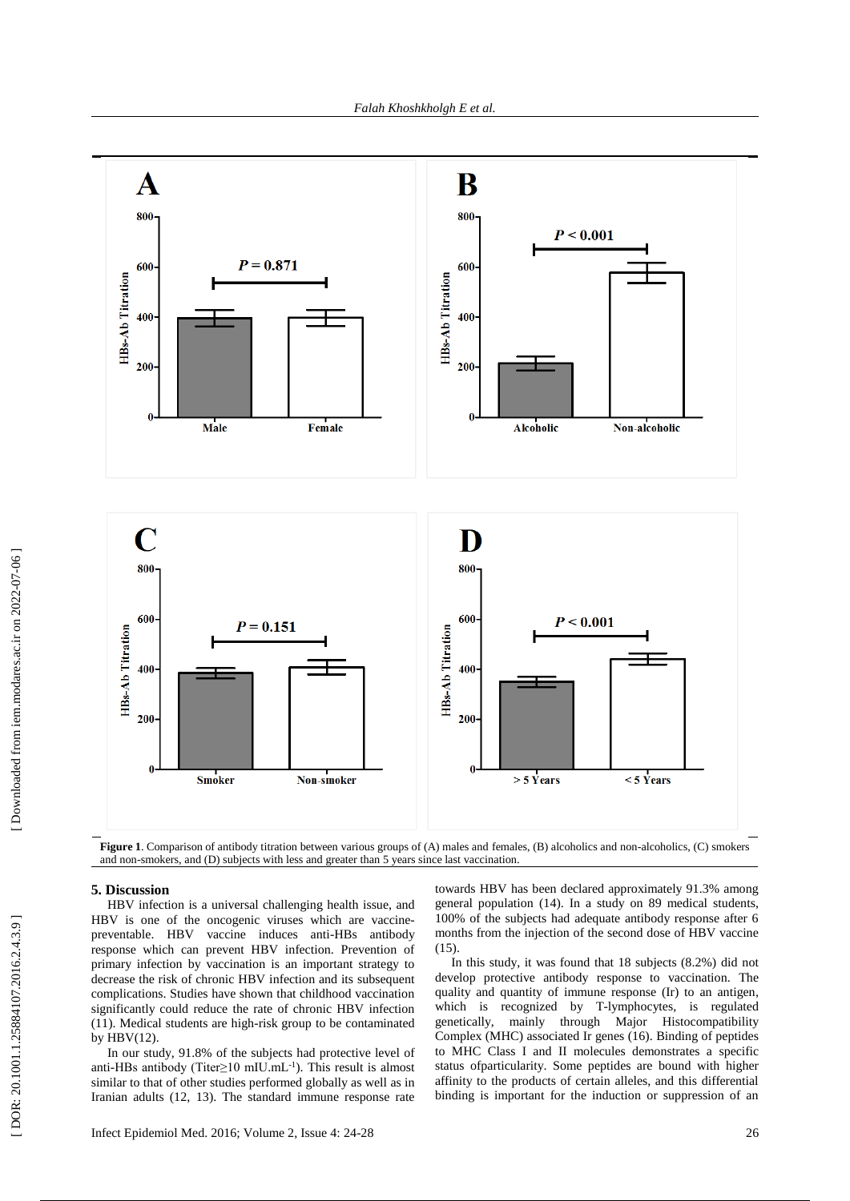**Figure 1**. Comparison of antibody titration between various groups of (A) males and females, (B) alcoholics and non-alcoholics, (C) smokers and non-smokers, and (D) subjects with less and greater than 5 years since last vaccination.

## 5. Discussion

HBV infection is a universal challenging health issue, and HBV is one of the oncogenic viruses which are vaccine-preventable. HBV vaccine induces anti-HBs antibody response which can prevent HBV infection. Prevention of primary infection by vaccination is an important strategy to decrease the risk of chronic HBV infection and its subsequent complications. Studies have shown that childhood vaccination significantly could reduce the rate of chronic HBV infection (11). Medical students are high-risk group to be contaminated by HBV(12).

In our study, 91.8% of the subjects had protective level of anti-HBs antibody (Titer≥10 mIU.mL$^{-1}$). This result is almost similar to that of other studies performed globally as well as in Iranian adults (12, 13). The standard immune response rate towards HBV has been declared approximately 91.3% among general population (14). In a study on 89 medical students, 100% of the subjects had adequate antibody response after 6 months from the injection of the second dose of HBV vaccine (15).

In this study, it was found that 18 subjects (8.2%) did not develop protective antibody response to vaccination. The quality and quantity of immune response (Ir) to an antigen, which is recognized by T-lymphocytes, is regulated genetically, mainly through Major Histocompatibility Complex (MHC) associated Ir genes (16). Binding of peptides to MHC Class I and II molecules demonstrates a specific status ofparticularity. Some peptides are bound with higher affinity to the products of certain alleles, and this differential binding is important for the induction or suppression of an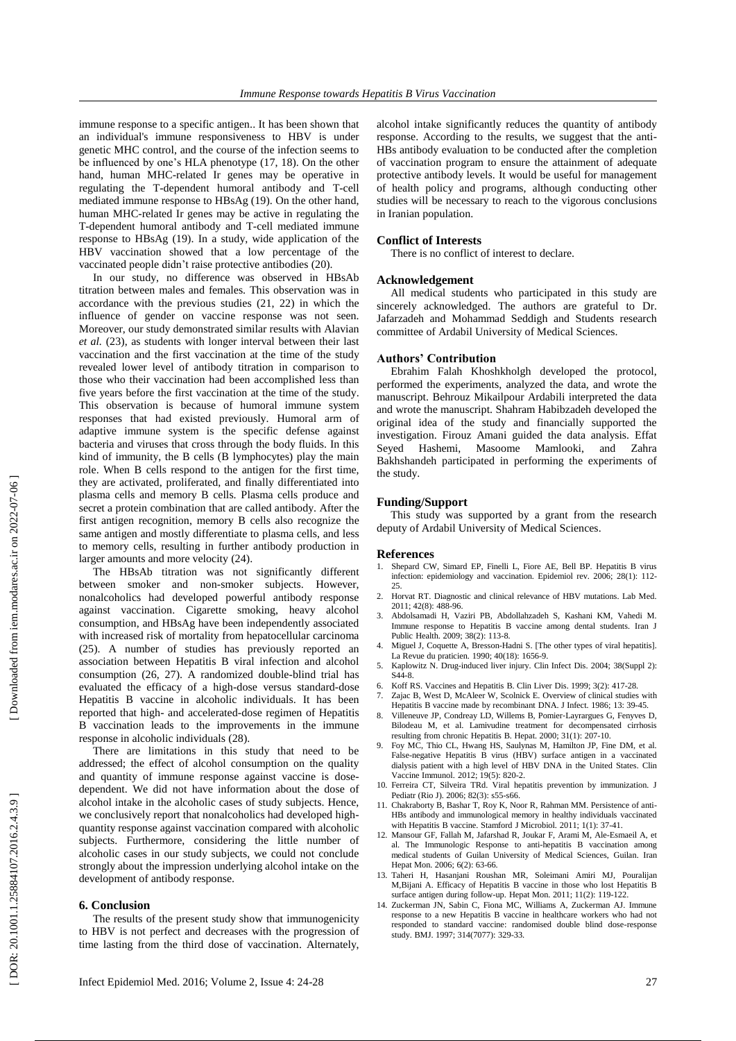immune response to a specific antigen.. It has been shown that an individual's immune responsiveness to HBV is under genetic MHC control, and the course of the infection seems to be influenced by one's HLA phenotype (17, 18). On the other hand, human MHC-related Ir genes may be operative in regulating the T-dependent humoral antibody and T-cell mediated immune response to HBsAg (19). On the other hand, human MHC-related Ir genes may be active in regulating the T-dependent humoral antibody and T-cell mediated immune response to HBsAg (19). In a study, wide application of the HBV vaccination showed that a low percentage of the vaccinated people didn't raise protective antibodies (20).

In our study, no difference was observed in HBsAb titration between males and females. This observation was in accordance with the previous studies (21, 22) in which the influence of gender on vaccine response was not seen. Moreover, our study demonstrated similar results with Alavian *et al.* (23), as students with longer interval between their last vaccination and the first vaccination at the time of the study revealed lower level of antibody titration in comparison to those who their vaccination had been accomplished less than five years before the first vaccination at the time of the study. This observation is because of humoral immune system responses that had existed previously. Humoral arm of adaptive immune system is the specific defense against bacteria and viruses that cross through the body fluids. In this kind of immunity, the B cells (B lymphocytes) play the main role. When B cells respond to the antigen for the first time, they are activated, proliferated, and finally differentiated into plasma cells and memory B cells. Plasma cells produce and secret a protein combination that are called antibody. After the first antigen recognition, memory B cells also recognize the same antigen and mostly differentiate to plasma cells, and less to memory cells, resulting in further antibody production in larger amounts and more velocity (24).

The HBsAb titration was not significantly different between smoker and non-smoker subjects. However, nonalcoholics had developed powerful antibody response against vaccination. Cigarette smoking, heavy alcohol consumption, and HBsAg have been independently associated with increased risk of mortality from hepatocellular carcinoma (25). A number of studies has previously reported an association between Hepatitis B viral infection and alcohol consumption (26, 27). A randomized double-blind trial has evaluated the efficacy of a high-dose versus standard-dose Hepatitis B vaccine in alcoholic individuals. It has been reported that high- and accelerated-dose regimen of Hepatitis B vaccination leads to the improvements in the immune response in alcoholic individuals (28).

There are limitations in this study that need to be addressed; the effect of alcohol consumption on the quality and quantity of immune response against vaccine is dose-dependent. We did not have information about the dose of alcohol intake in the alcoholic cases of study subjects. Hence, we conclusively report that nonalcoholics had developed high-quantity response against vaccination compared with alcoholic subjects. Furthermore, considering the little number of alcoholic cases in our study subjects, we could not conclude strongly about the impression underlying alcohol intake on the development of antibody response.

## 6. Conclusion

The results of the present study show that immunogenicity to HBV is not perfect and decreases with the progression of time lasting from the third dose of vaccination. Alternately, alcohol intake significantly reduces the quantity of antibody response. According to the results, we suggest that the anti-HBs antibody evaluation to be conducted after the completion of vaccination program to ensure the attainment of adequate protective antibody levels. It would be useful for management of health policy and programs, although conducting other studies will be necessary to reach to the vigorous conclusions in Iranian population.

### Conflict of Interests

There is no conflict of interest to declare.

### Acknowledgement

All medical students who participated in this study are sincerely acknowledged. The authors are grateful to Dr. Jafarzadeh and Mohammad Seddigh and Students research committee of Ardabil University of Medical Sciences.

### Authors' Contribution

Ebrahim Falah Khoshkholgh developed the protocol, performed the experiments, analyzed the data, and wrote the manuscript. Behrouz Mikailpour Ardabili interpreted the data and wrote the manuscript. Shahram Habibzadeh developed the original idea of the study and financially supported the investigation. Firouz Amani guided the data analysis. Effat Seyed Hashemi, Masoome Mamlooki, and Zahra Bakhshandeh participated in performing the experiments of the study.

### Funding/Support

This study was supported by a grant from the research deputy of Ardabil University of Medical Sciences.

### References

1. Shepard CW, Simard EP, Finelli L, Fiore AE, Bell BP. Hepatitis B virus infection: epidemiology and vaccination. Epidemiol rev. 2006; 28(1): 112-25.
2. Horvat RT. Diagnostic and clinical relevance of HBV mutations. Lab Med. 2011; 42(8): 488-96.
3. Abdolsamadi H, Vaziri PB, Abdollahzadeh S, Kashani KM, Vahedi M. Immune response to Hepatitis B vaccine among dental students. Iran J Public Health. 2009; 38(2): 113-8.
4. Miguel J, Coquette A, Bresson-Hadni S. [The other types of viral hepatitis]. La Revue du praticien. 1990; 40(18): 1656-9.
5. Kaplowitz N. Drug-induced liver injury. Clin Infect Dis. 2004; 38(Suppl 2): S44-8.
6. Koff RS. Vaccines and Hepatitis B. Clin Liver Dis. 1999; 3(2): 417-28.
7. Zajac B, West D, McAleer W, Scolnick E. Overview of clinical studies with Hepatitis B vaccine made by recombinant DNA. J Infect. 1986; 13: 39-45.
8. Villeneuve JP, Condreay LD, Willems B, Pomier-Layrargues G, Fenyves D, Bilodeau M, et al. Lamivudine treatment for decompensated cirrhosis resulting from chronic Hepatitis B. Hepat. 2000; 31(1): 207-10.
9. Foy MC, Thio CL, Hwang HS, Saulynas M, Hamilton JP, Fine DM, et al. False-negative Hepatitis B virus (HBV) surface antigen in a vaccinated dialysis patient with a high level of HBV DNA in the United States. Clin Vaccine Immunol. 2012; 19(5): 820-2.
10. Ferreira CT, Silveira TRd. Viral hepatitis prevention by immunization. J Pediatr (Rio J). 2006; 82(3): s55-s66.
11. Chakraborty B, Bashar T, Roy K, Noor R, Rahman MM. Persistence of anti-HBs antibody and immunological memory in healthy individuals vaccinated with Hepatitis B vaccine. Stamford J Microbiol. 2011; 1(1): 37-41.
12. Mansour GF, Fallah M, Jafarshad R, Joukar F, Arami M, Ale-Esmaeil A, et al. The Immunologic Response to anti-hepatitis B vaccination among medical students of Guilan University of Medical Sciences, Guilan. Iran Hepat Mon. 2006; 6(2): 63-66.
13. Taheri H, Hasanjani Roushan MR, Soleimani Amiri MJ, Pouralijan M,Bijani A. Efficacy of Hepatitis B vaccine in those who lost Hepatitis B surface antigen during follow-up. Hepat Mon. 2011; 11(2): 119-122.
14. Zuckerman JN, Sabin C, Fiona MC, Williams A, Zuckerman AJ. Immune response to a new Hepatitis B vaccine in healthcare workers who had not responded to standard vaccine: randomised double blind dose-response study. BMJ. 1997; 314(7077): 329-33.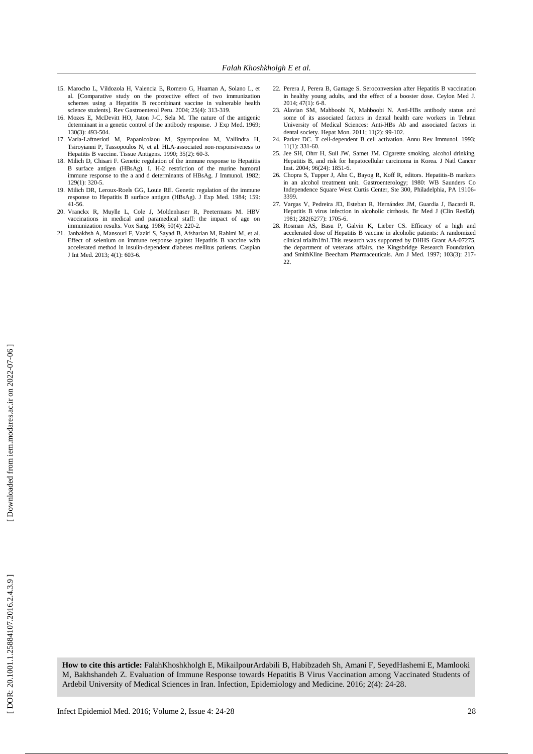15. Marocho L, Vildozola H, Valencia E, Romero G, Huaman A, Solano L, et al. [Comparative study on the protective effect of two immunization schemes using a Hepatitis B recombinant vaccine in vulnerable health science students]. Rev Gastroenterol Peru. 2004; 25(4): 313-319.
16. Mozes E, McDevitt HO, Jaton J-C, Sela M. The nature of the antigenic determinant in a genetic control of the antibody response. J Exp Med. 1969; 130(3): 493-504.
17. Varla-Laftnerioti M, Papanicolaou M, Spyropoulou M, Vallindra H, Tsiroyianni P, Tassopoulos N, et al. HLA-associated non-responsiveness to Hepatitis B vaccine. Tissue Antigens. 1990; 35(2): 60-3.
18. Milich D, Chisari F. Genetic regulation of the immune response to Hepatitis B surface antigen (HBsAg). I. H-2 restriction of the murine humoral immune response to the a and d determinants of HBsAg. J Immunol. 1982; 129(1): 320-5.
19. Milich DR, Leroux-Roels GG, Louie RE. Genetic regulation of the immune response to Hepatitis B surface antigen (HBsAg). J Exp Med. 1984; 159: 41-56.
20. Vranckx R, Muylle L, Cole J, Moldenhaser R, Peetermans M. HBV vaccinations in medical and paramedical staff: the impact of age on immunization results. Vox Sang. 1986; 50(4): 220-2.
21. Janbakhsh A, Mansouri F, Vaziri S, Sayad B, Afsharian M, Rahimi M, et al. Effect of selenium on immune response against Hepatitis B vaccine with accelerated method in insulin-dependent diabetes mellitus patients. Caspian J Int Med. 2013; 4(1): 603-6.
22. Perera J, Perera B, Gamage S. Seroconversion after Hepatitis B vaccination in healthy young adults, and the effect of a booster dose. Ceylon Med J. 2014; 47(1): 6-8.
23. Alavian SM, Mahboobi N, Mahboobi N. Anti-HBs antibody status and some of its associated factors in dental health care workers in Tehran University of Medical Sciences: Anti-HBs Ab and associated factors in dental society. Hepat Mon. 2011; 11(2): 99-102.
24. Parker DC. T cell-dependent B cell activation. Annu Rev Immunol. 1993; 11(1): 331-60.
25. Jee SH, Ohrr H, Sull JW, Samet JM. Cigarette smoking, alcohol drinking, Hepatitis B, and risk for hepatocellular carcinoma in Korea. J Natl Cancer Inst. 2004; 96(24): 1851-6.
26. Chopra S, Tupper J, Ahn C, Bayog R, Koff R, editors. Hepatitis-B markers in an alcohol treatment unit. Gastroenterology; 1980: WB Saunders Co Independence Square West Curtis Center, Ste 300, Philadelphia, PA 19106-3399.
27. Vargas V, Pedreira JD, Esteban R, Hernández JM, Guardia J, Bacardi R. Hepatitis B virus infection in alcoholic cirrhosis. Br Med J (Clin ResEd). 1981; 282(6277): 1705-6.
28. Rosman AS, Basu P, Galvin K, Lieber CS. Efficacy of a high and accelerated dose of Hepatitis B vaccine in alcoholic patients: A randomized clinical trialfn1fn1.This research was supported by DHHS Grant AA-07275, the department of veterans affairs, the Kingsbridge Research Foundation, and SmithKline Beecham Pharmaceuticals. Am J Med. 1997; 103(3): 217-22.

**How to cite this article:** FalahKhoshkholgh E, MikailpourArdabili B, Habibzadeh Sh, Amani F, SeyedHashemi E, Mamlooki M, Bakhshandeh Z. Evaluation of Immune Response towards Hepatitis B Virus Vaccination among Vaccinated Students of Ardebil University of Medical Sciences in Iran. Infection, Epidemiology and Medicine. 2016; 2(4): 24-28.